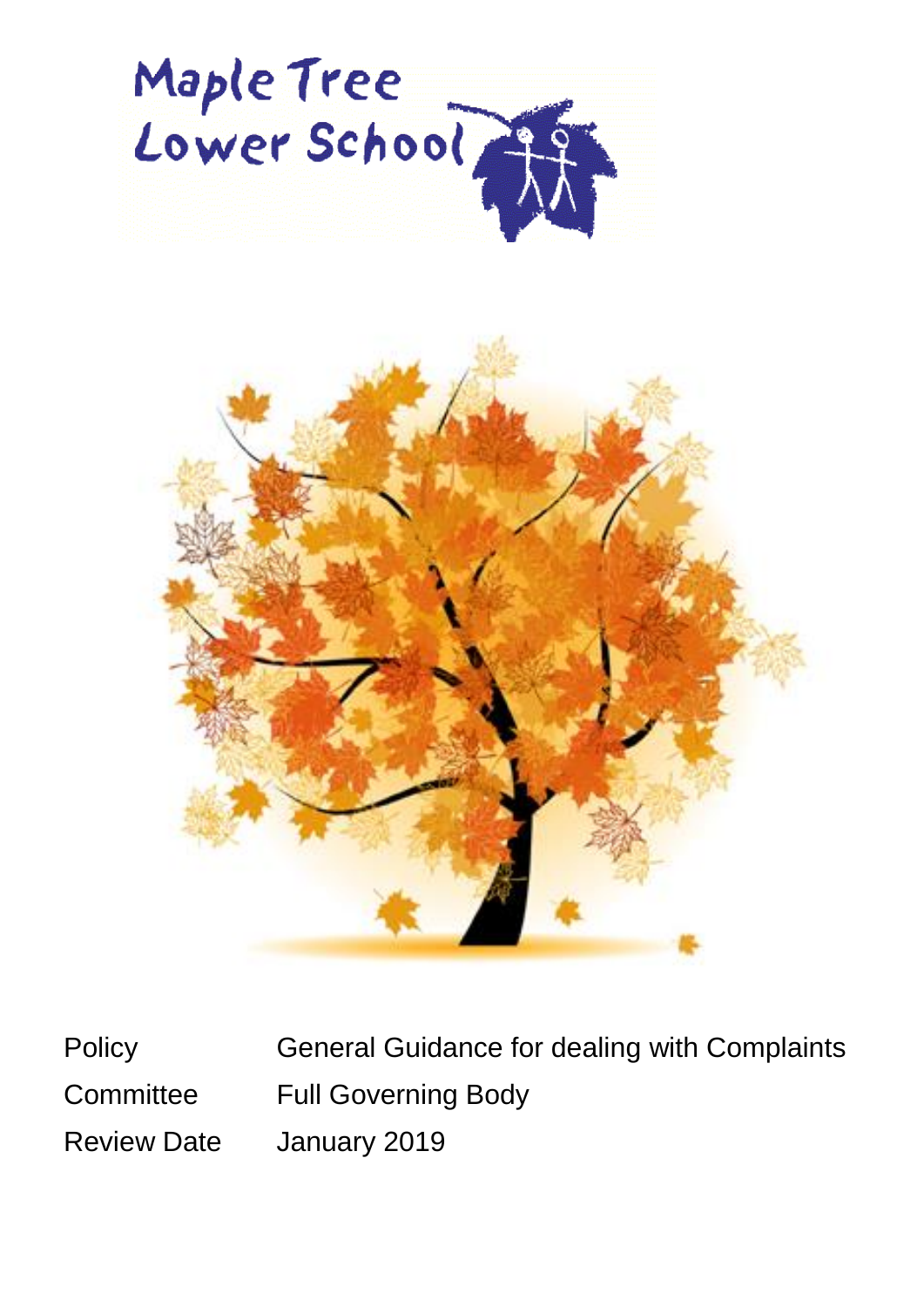# Maple Tree Lower School

| | |
|---|---|
| Policy | General Guidance for dealing with Complaints |
| Committee | Full Governing Body |
| Review Date | January 2019 |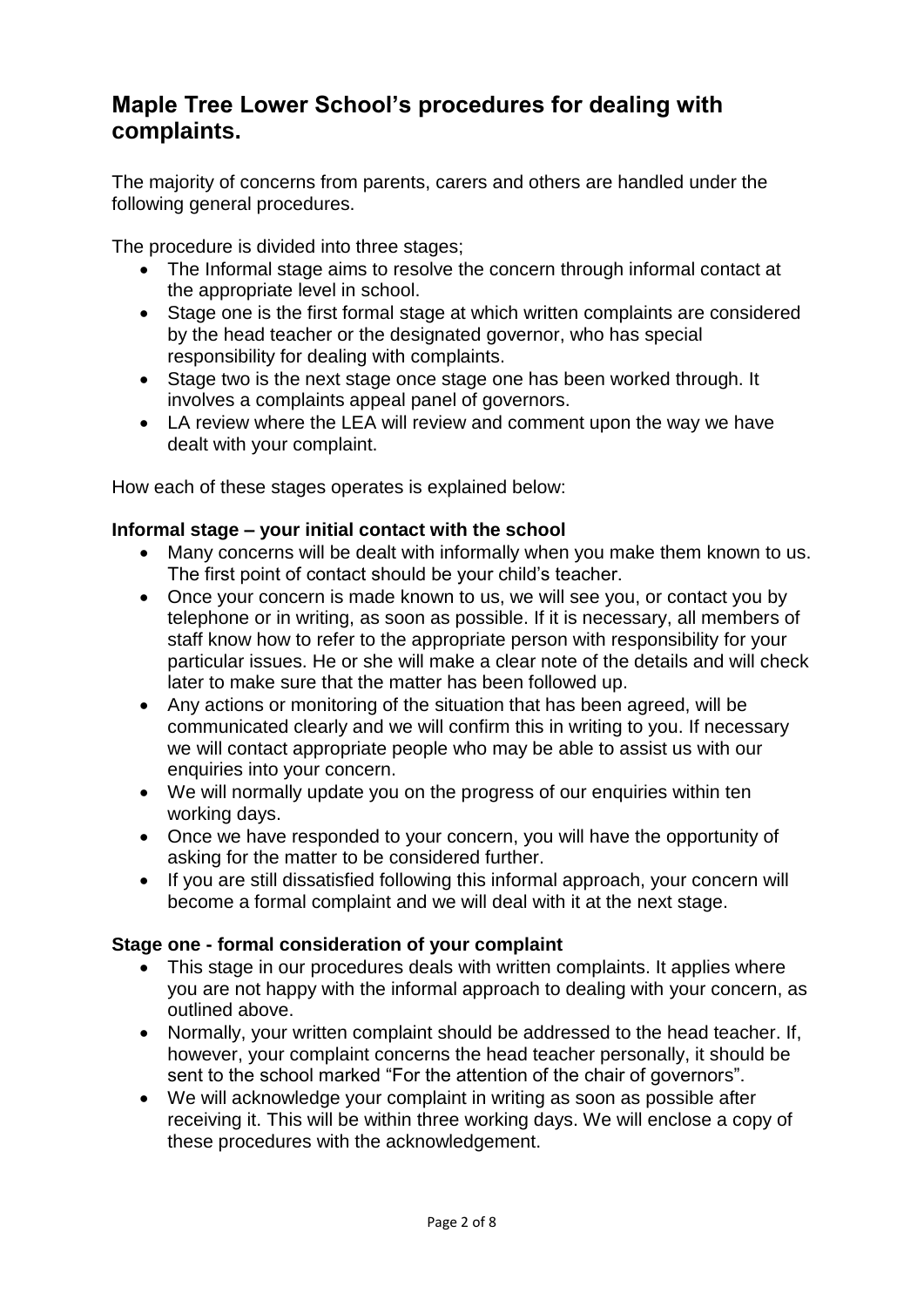## Maple Tree Lower School's procedures for dealing with complaints.

The majority of concerns from parents, carers and others are handled under the following general procedures.

The procedure is divided into three stages;

- The Informal stage aims to resolve the concern through informal contact at the appropriate level in school.
- Stage one is the first formal stage at which written complaints are considered by the head teacher or the designated governor, who has special responsibility for dealing with complaints.
- Stage two is the next stage once stage one has been worked through. It involves a complaints appeal panel of governors.
- LA review where the LEA will review and comment upon the way we have dealt with your complaint.

How each of these stages operates is explained below:

**Informal stage – your initial contact with the school**

- Many concerns will be dealt with informally when you make them known to us. The first point of contact should be your child's teacher.
- Once your concern is made known to us, we will see you, or contact you by telephone or in writing, as soon as possible. If it is necessary, all members of staff know how to refer to the appropriate person with responsibility for your particular issues. He or she will make a clear note of the details and will check later to make sure that the matter has been followed up.
- Any actions or monitoring of the situation that has been agreed, will be communicated clearly and we will confirm this in writing to you. If necessary we will contact appropriate people who may be able to assist us with our enquiries into your concern.
- We will normally update you on the progress of our enquiries within ten working days.
- Once we have responded to your concern, you will have the opportunity of asking for the matter to be considered further.
- If you are still dissatisfied following this informal approach, your concern will become a formal complaint and we will deal with it at the next stage.

**Stage one - formal consideration of your complaint**

- This stage in our procedures deals with written complaints. It applies where you are not happy with the informal approach to dealing with your concern, as outlined above.
- Normally, your written complaint should be addressed to the head teacher. If, however, your complaint concerns the head teacher personally, it should be sent to the school marked "For the attention of the chair of governors".
- We will acknowledge your complaint in writing as soon as possible after receiving it. This will be within three working days. We will enclose a copy of these procedures with the acknowledgement.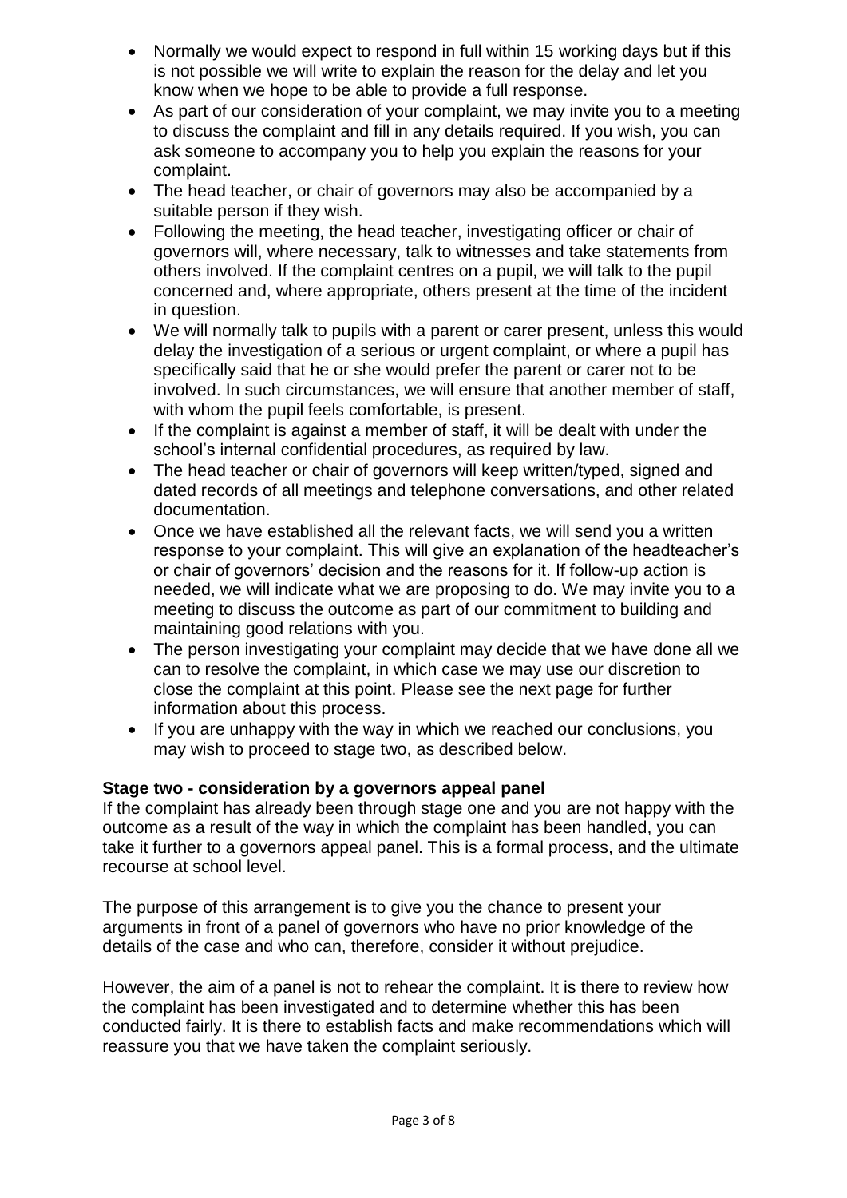- Normally we would expect to respond in full within 15 working days but if this is not possible we will write to explain the reason for the delay and let you know when we hope to be able to provide a full response.
- As part of our consideration of your complaint, we may invite you to a meeting to discuss the complaint and fill in any details required. If you wish, you can ask someone to accompany you to help you explain the reasons for your complaint.
- The head teacher, or chair of governors may also be accompanied by a suitable person if they wish.
- Following the meeting, the head teacher, investigating officer or chair of governors will, where necessary, talk to witnesses and take statements from others involved. If the complaint centres on a pupil, we will talk to the pupil concerned and, where appropriate, others present at the time of the incident in question.
- We will normally talk to pupils with a parent or carer present, unless this would delay the investigation of a serious or urgent complaint, or where a pupil has specifically said that he or she would prefer the parent or carer not to be involved. In such circumstances, we will ensure that another member of staff, with whom the pupil feels comfortable, is present.
- If the complaint is against a member of staff, it will be dealt with under the school's internal confidential procedures, as required by law.
- The head teacher or chair of governors will keep written/typed, signed and dated records of all meetings and telephone conversations, and other related documentation.
- Once we have established all the relevant facts, we will send you a written response to your complaint. This will give an explanation of the headteacher's or chair of governors' decision and the reasons for it. If follow-up action is needed, we will indicate what we are proposing to do. We may invite you to a meeting to discuss the outcome as part of our commitment to building and maintaining good relations with you.
- The person investigating your complaint may decide that we have done all we can to resolve the complaint, in which case we may use our discretion to close the complaint at this point. Please see the next page for further information about this process.
- If you are unhappy with the way in which we reached our conclusions, you may wish to proceed to stage two, as described below.

**Stage two - consideration by a governors appeal panel**

If the complaint has already been through stage one and you are not happy with the outcome as a result of the way in which the complaint has been handled, you can take it further to a governors appeal panel. This is a formal process, and the ultimate recourse at school level.

The purpose of this arrangement is to give you the chance to present your arguments in front of a panel of governors who have no prior knowledge of the details of the case and who can, therefore, consider it without prejudice.

However, the aim of a panel is not to rehear the complaint. It is there to review how the complaint has been investigated and to determine whether this has been conducted fairly. It is there to establish facts and make recommendations which will reassure you that we have taken the complaint seriously.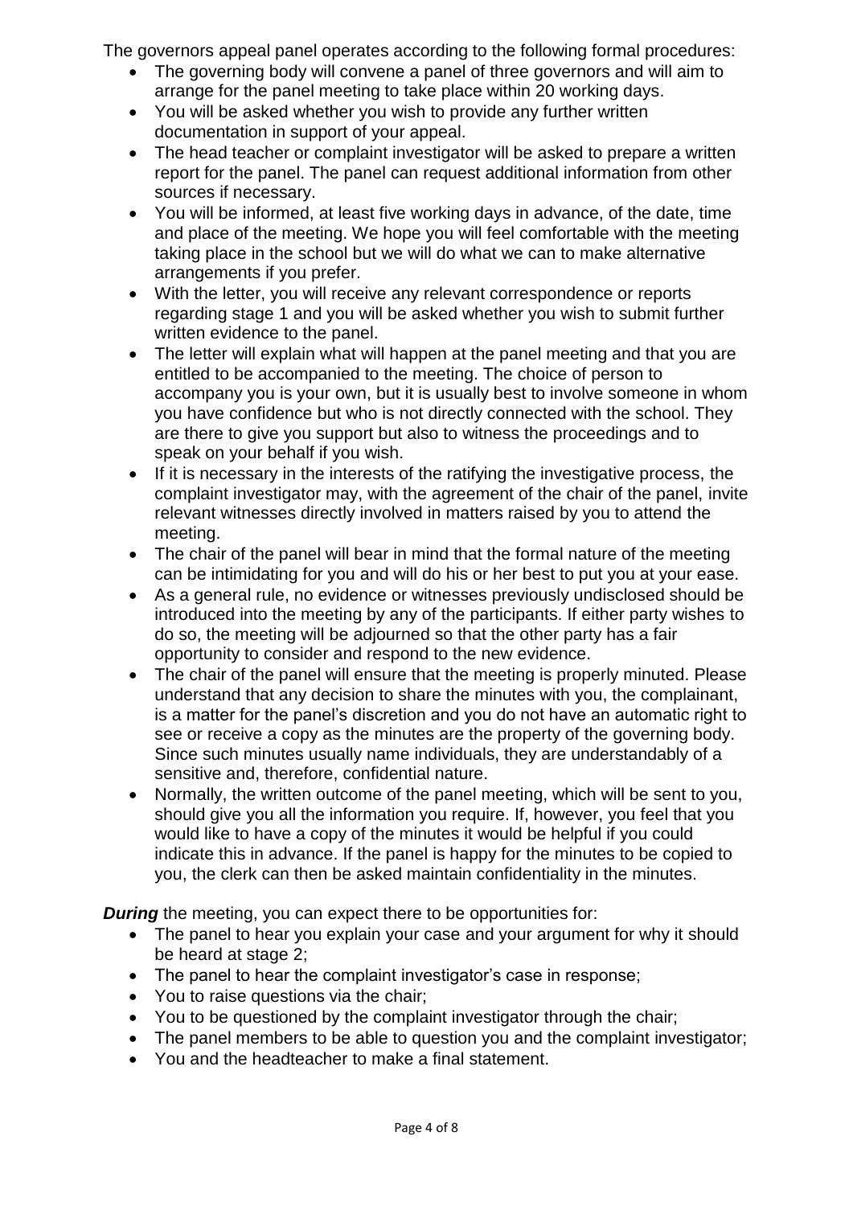The governors appeal panel operates according to the following formal procedures:

- The governing body will convene a panel of three governors and will aim to arrange for the panel meeting to take place within 20 working days.
- You will be asked whether you wish to provide any further written documentation in support of your appeal.
- The head teacher or complaint investigator will be asked to prepare a written report for the panel. The panel can request additional information from other sources if necessary.
- You will be informed, at least five working days in advance, of the date, time and place of the meeting. We hope you will feel comfortable with the meeting taking place in the school but we will do what we can to make alternative arrangements if you prefer.
- With the letter, you will receive any relevant correspondence or reports regarding stage 1 and you will be asked whether you wish to submit further written evidence to the panel.
- The letter will explain what will happen at the panel meeting and that you are entitled to be accompanied to the meeting. The choice of person to accompany you is your own, but it is usually best to involve someone in whom you have confidence but who is not directly connected with the school. They are there to give you support but also to witness the proceedings and to speak on your behalf if you wish.
- If it is necessary in the interests of the ratifying the investigative process, the complaint investigator may, with the agreement of the chair of the panel, invite relevant witnesses directly involved in matters raised by you to attend the meeting.
- The chair of the panel will bear in mind that the formal nature of the meeting can be intimidating for you and will do his or her best to put you at your ease.
- As a general rule, no evidence or witnesses previously undisclosed should be introduced into the meeting by any of the participants. If either party wishes to do so, the meeting will be adjourned so that the other party has a fair opportunity to consider and respond to the new evidence.
- The chair of the panel will ensure that the meeting is properly minuted. Please understand that any decision to share the minutes with you, the complainant, is a matter for the panel's discretion and you do not have an automatic right to see or receive a copy as the minutes are the property of the governing body. Since such minutes usually name individuals, they are understandably of a sensitive and, therefore, confidential nature.
- Normally, the written outcome of the panel meeting, which will be sent to you, should give you all the information you require. If, however, you feel that you would like to have a copy of the minutes it would be helpful if you could indicate this in advance. If the panel is happy for the minutes to be copied to you, the clerk can then be asked maintain confidentiality in the minutes.

***During*** the meeting, you can expect there to be opportunities for:

- The panel to hear you explain your case and your argument for why it should be heard at stage 2;
- The panel to hear the complaint investigator's case in response;
- You to raise questions via the chair;
- You to be questioned by the complaint investigator through the chair;
- The panel members to be able to question you and the complaint investigator;
- You and the headteacher to make a final statement.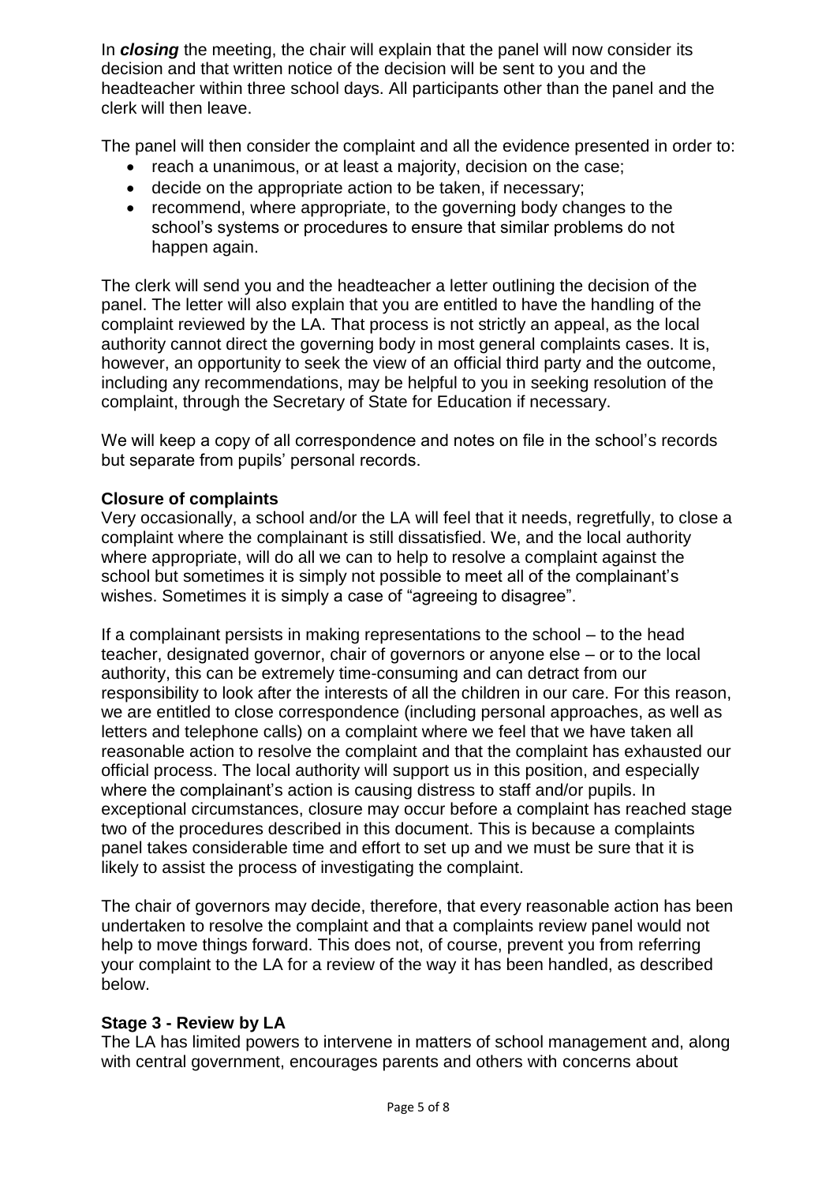In ***closing*** the meeting, the chair will explain that the panel will now consider its decision and that written notice of the decision will be sent to you and the headteacher within three school days. All participants other than the panel and the clerk will then leave.

The panel will then consider the complaint and all the evidence presented in order to:

- reach a unanimous, or at least a majority, decision on the case;
- decide on the appropriate action to be taken, if necessary;
- recommend, where appropriate, to the governing body changes to the school's systems or procedures to ensure that similar problems do not happen again.

The clerk will send you and the headteacher a letter outlining the decision of the panel. The letter will also explain that you are entitled to have the handling of the complaint reviewed by the LA. That process is not strictly an appeal, as the local authority cannot direct the governing body in most general complaints cases. It is, however, an opportunity to seek the view of an official third party and the outcome, including any recommendations, may be helpful to you in seeking resolution of the complaint, through the Secretary of State for Education if necessary.

We will keep a copy of all correspondence and notes on file in the school's records but separate from pupils' personal records.

**Closure of complaints**

Very occasionally, a school and/or the LA will feel that it needs, regretfully, to close a complaint where the complainant is still dissatisfied. We, and the local authority where appropriate, will do all we can to help to resolve a complaint against the school but sometimes it is simply not possible to meet all of the complainant's wishes. Sometimes it is simply a case of "agreeing to disagree".

If a complainant persists in making representations to the school – to the head teacher, designated governor, chair of governors or anyone else – or to the local authority, this can be extremely time-consuming and can detract from our responsibility to look after the interests of all the children in our care. For this reason, we are entitled to close correspondence (including personal approaches, as well as letters and telephone calls) on a complaint where we feel that we have taken all reasonable action to resolve the complaint and that the complaint has exhausted our official process. The local authority will support us in this position, and especially where the complainant's action is causing distress to staff and/or pupils. In exceptional circumstances, closure may occur before a complaint has reached stage two of the procedures described in this document. This is because a complaints panel takes considerable time and effort to set up and we must be sure that it is likely to assist the process of investigating the complaint.

The chair of governors may decide, therefore, that every reasonable action has been undertaken to resolve the complaint and that a complaints review panel would not help to move things forward. This does not, of course, prevent you from referring your complaint to the LA for a review of the way it has been handled, as described below.

**Stage 3 - Review by LA**

The LA has limited powers to intervene in matters of school management and, along with central government, encourages parents and others with concerns about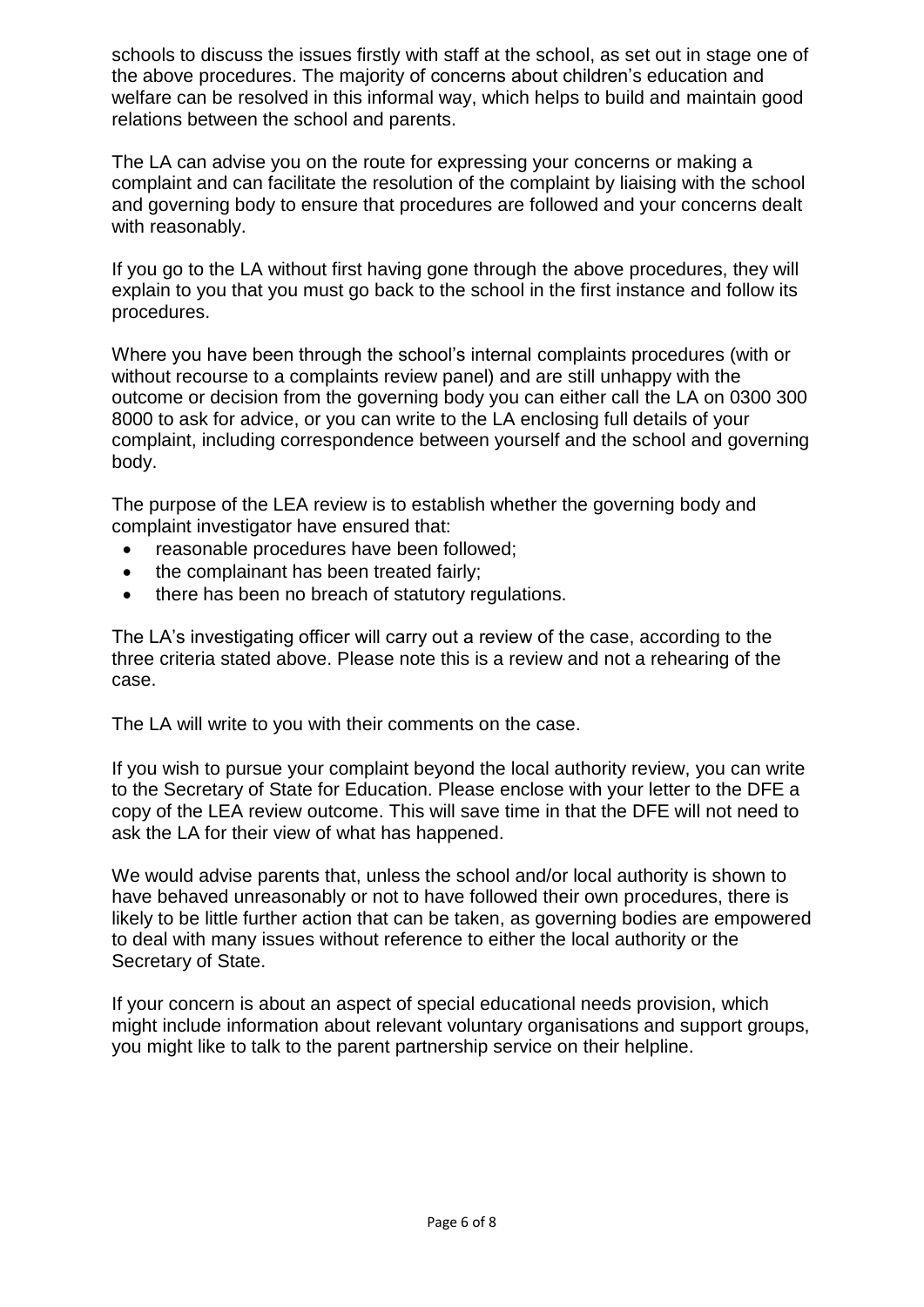schools to discuss the issues firstly with staff at the school, as set out in stage one of the above procedures. The majority of concerns about children's education and welfare can be resolved in this informal way, which helps to build and maintain good relations between the school and parents.

The LA can advise you on the route for expressing your concerns or making a complaint and can facilitate the resolution of the complaint by liaising with the school and governing body to ensure that procedures are followed and your concerns dealt with reasonably.

If you go to the LA without first having gone through the above procedures, they will explain to you that you must go back to the school in the first instance and follow its procedures.

Where you have been through the school's internal complaints procedures (with or without recourse to a complaints review panel) and are still unhappy with the outcome or decision from the governing body you can either call the LA on 0300 300 8000 to ask for advice, or you can write to the LA enclosing full details of your complaint, including correspondence between yourself and the school and governing body.

The purpose of the LEA review is to establish whether the governing body and complaint investigator have ensured that:

- reasonable procedures have been followed;
- the complainant has been treated fairly;
- there has been no breach of statutory regulations.

The LA's investigating officer will carry out a review of the case, according to the three criteria stated above. Please note this is a review and not a rehearing of the case.

The LA will write to you with their comments on the case.

If you wish to pursue your complaint beyond the local authority review, you can write to the Secretary of State for Education. Please enclose with your letter to the DFE a copy of the LEA review outcome. This will save time in that the DFE will not need to ask the LA for their view of what has happened.

We would advise parents that, unless the school and/or local authority is shown to have behaved unreasonably or not to have followed their own procedures, there is likely to be little further action that can be taken, as governing bodies are empowered to deal with many issues without reference to either the local authority or the Secretary of State.

If your concern is about an aspect of special educational needs provision, which might include information about relevant voluntary organisations and support groups, you might like to talk to the parent partnership service on their helpline.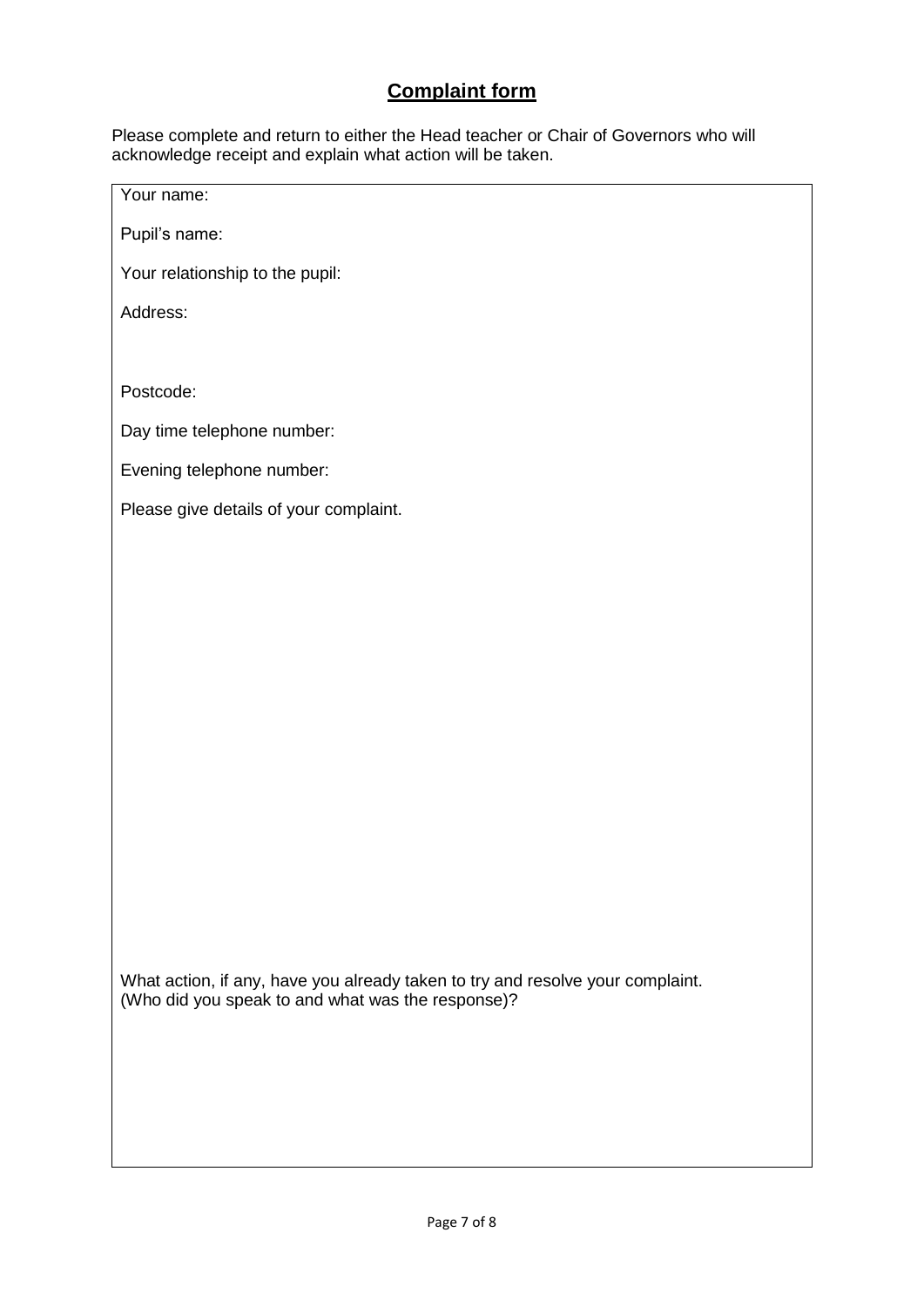## Complaint form

Please complete and return to either the Head teacher or Chair of Governors who will acknowledge receipt and explain what action will be taken.

Your name:

Pupil's name:

Your relationship to the pupil:

Address:

Postcode:

Day time telephone number:

Evening telephone number:

Please give details of your complaint.

What action, if any, have you already taken to try and resolve your complaint. (Who did you speak to and what was the response)?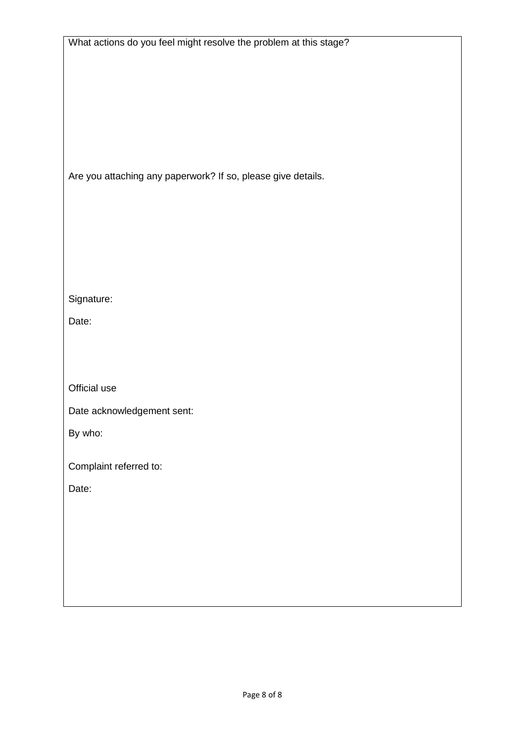What actions do you feel might resolve the problem at this stage?

Are you attaching any paperwork? If so, please give details.

Signature:

Date:

Official use

Date acknowledgement sent:

By who:

Complaint referred to:

Date: